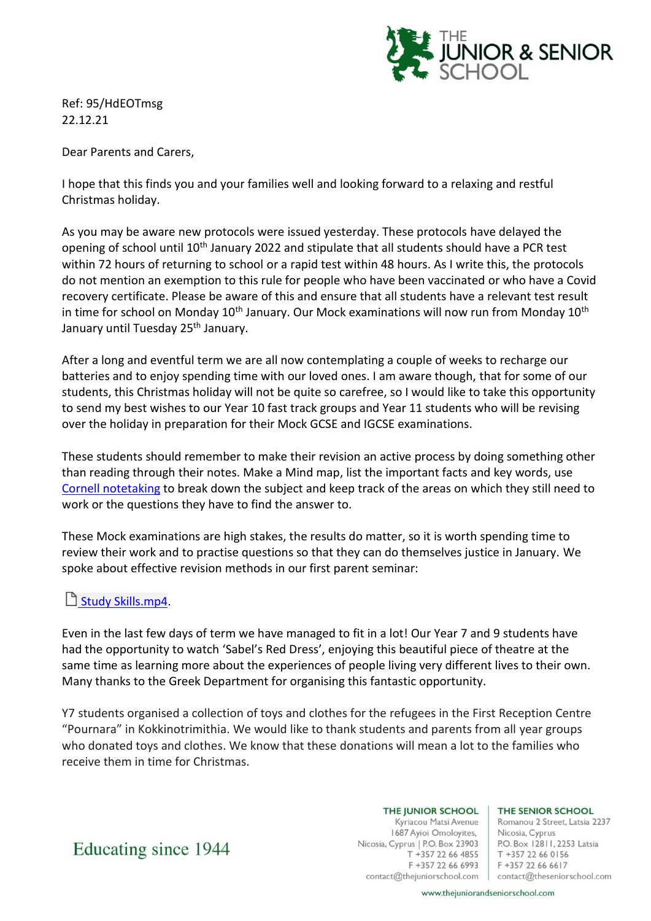Ref: 95/HdEOTmsg
22.12.21

Dear Parents and Carers,

I hope that this finds you and your families well and looking forward to a relaxing and restful Christmas holiday.

As you may be aware new protocols were issued yesterday. These protocols have delayed the opening of school until 10th January 2022 and stipulate that all students should have a PCR test within 72 hours of returning to school or a rapid test within 48 hours. As I write this, the protocols do not mention an exemption to this rule for people who have been vaccinated or who have a Covid recovery certificate. Please be aware of this and ensure that all students have a relevant test result in time for school on Monday 10th January. Our Mock examinations will now run from Monday 10th January until Tuesday 25th January.

After a long and eventful term we are all now contemplating a couple of weeks to recharge our batteries and to enjoy spending time with our loved ones. I am aware though, that for some of our students, this Christmas holiday will not be quite so carefree, so I would like to take this opportunity to send my best wishes to our Year 10 fast track groups and Year 11 students who will be revising over the holiday in preparation for their Mock GCSE and IGCSE examinations.

These students should remember to make their revision an active process by doing something other than reading through their notes. Make a Mind map, list the important facts and key words, use Cornell notetaking to break down the subject and keep track of the areas on which they still need to work or the questions they have to find the answer to.

These Mock examinations are high stakes, the results do matter, so it is worth spending time to review their work and to practise questions so that they can do themselves justice in January. We spoke about effective revision methods in our first parent seminar:

Study Skills.mp4.

Even in the last few days of term we have managed to fit in a lot! Our Year 7 and 9 students have had the opportunity to watch 'Sabel's Red Dress', enjoying this beautiful piece of theatre at the same time as learning more about the experiences of people living very different lives to their own. Many thanks to the Greek Department for organising this fantastic opportunity.

Y7 students organised a collection of toys and clothes for the refugees in the First Reception Centre "Pournara" in Kokkinotrimithia. We would like to thank students and parents from all year groups who donated toys and clothes. We know that these donations will mean a lot to the families who receive them in time for Christmas.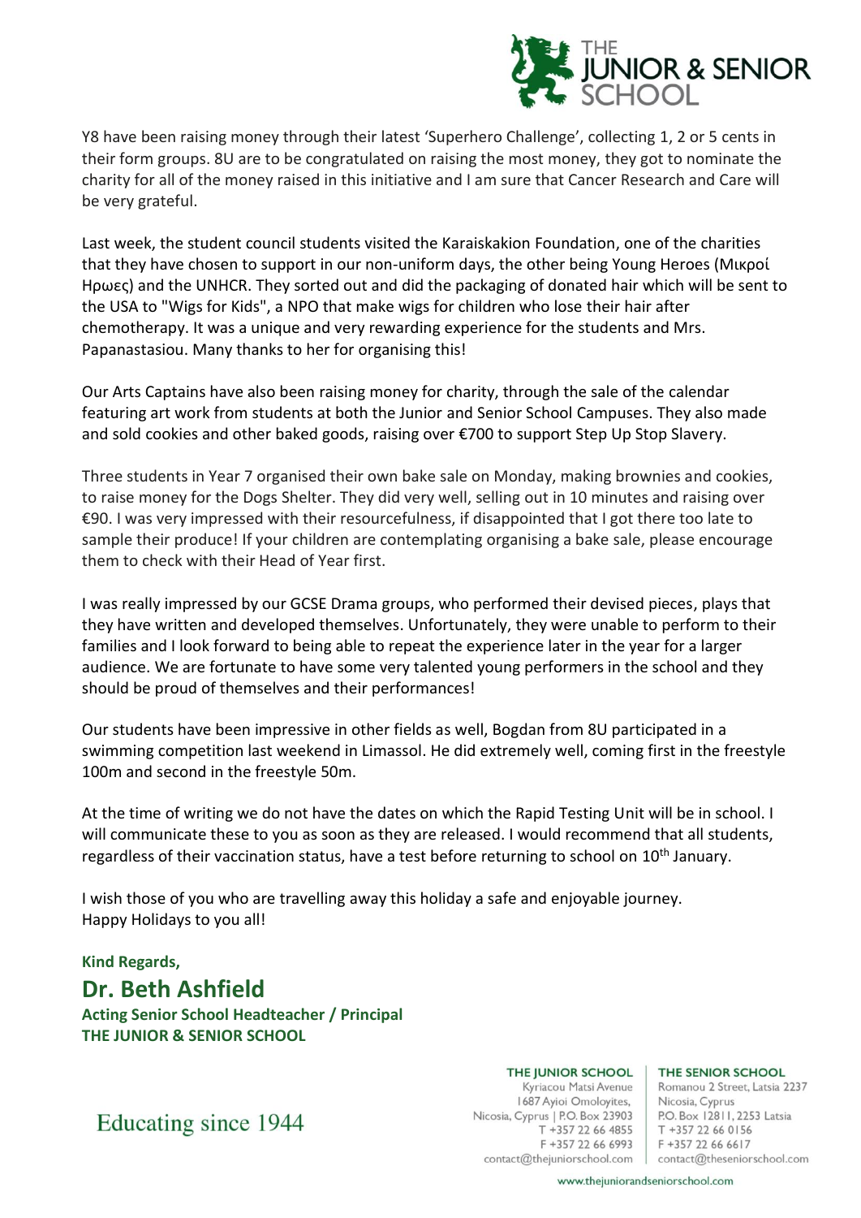Y8 have been raising money through their latest 'Superhero Challenge', collecting 1, 2 or 5 cents in their form groups. 8U are to be congratulated on raising the most money, they got to nominate the charity for all of the money raised in this initiative and I am sure that Cancer Research and Care will be very grateful.

Last week, the student council students visited the Karaiskakion Foundation, one of the charities that they have chosen to support in our non-uniform days, the other being Young Heroes (Μικροί Ηρωες) and the UNHCR. They sorted out and did the packaging of donated hair which will be sent to the USA to "Wigs for Kids", a NPO that make wigs for children who lose their hair after chemotherapy. It was a unique and very rewarding experience for the students and Mrs. Papanastasiou. Many thanks to her for organising this!

Our Arts Captains have also been raising money for charity, through the sale of the calendar featuring art work from students at both the Junior and Senior School Campuses. They also made and sold cookies and other baked goods, raising over €700 to support Step Up Stop Slavery.

Three students in Year 7 organised their own bake sale on Monday, making brownies and cookies, to raise money for the Dogs Shelter. They did very well, selling out in 10 minutes and raising over €90. I was very impressed with their resourcefulness, if disappointed that I got there too late to sample their produce! If your children are contemplating organising a bake sale, please encourage them to check with their Head of Year first.

I was really impressed by our GCSE Drama groups, who performed their devised pieces, plays that they have written and developed themselves. Unfortunately, they were unable to perform to their families and I look forward to being able to repeat the experience later in the year for a larger audience. We are fortunate to have some very talented young performers in the school and they should be proud of themselves and their performances!

Our students have been impressive in other fields as well, Bogdan from 8U participated in a swimming competition last weekend in Limassol. He did extremely well, coming first in the freestyle 100m and second in the freestyle 50m.

At the time of writing we do not have the dates on which the Rapid Testing Unit will be in school. I will communicate these to you as soon as they are released. I would recommend that all students, regardless of their vaccination status, have a test before returning to school on 10th January.

I wish those of you who are travelling away this holiday a safe and enjoyable journey.
Happy Holidays to you all!

**Kind Regards,**

**Dr. Beth Ashfield**

**Acting Senior School Headteacher / Principal**
**THE JUNIOR & SENIOR SCHOOL**

Educating since 1944

**THE JUNIOR SCHOOL**
Kyriacou Matsi Avenue
1687 Ayioi Omoloyites,
Nicosia, Cyprus | P.O. Box 23903
T +357 22 66 4855
F +357 22 66 6993
contact@thejuniorschool.com

**THE SENIOR SCHOOL**
Romanou 2 Street, Latsia 2237
Nicosia, Cyprus
P.O. Box 12811, 2253 Latsia
T +357 22 66 0156
F +357 22 66 6617
contact@theseniorschool.com

www.thejuniorandseniorschool.com